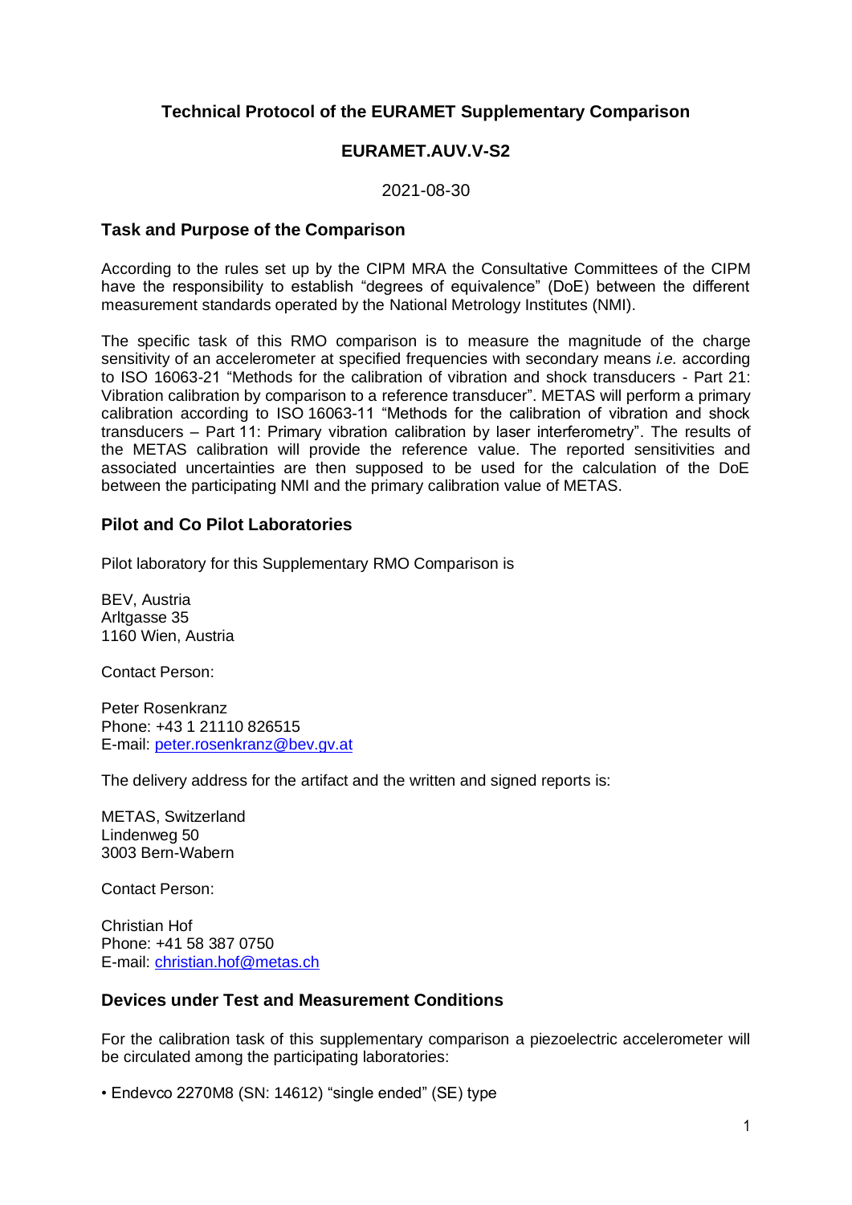# Technical Protocol of the EURAMET Supplementary Comparison

## EURAMET.AUV.V-S2

2021-08-30

### Task and Purpose of the Comparison

According to the rules set up by the CIPM MRA the Consultative Committees of the CIPM have the responsibility to establish "degrees of equivalence" (DoE) between the different measurement standards operated by the National Metrology Institutes (NMI).

The specific task of this RMO comparison is to measure the magnitude of the charge sensitivity of an accelerometer at specified frequencies with secondary means *i.e.* according to ISO 16063-21 "Methods for the calibration of vibration and shock transducers - Part 21: Vibration calibration by comparison to a reference transducer". METAS will perform a primary calibration according to ISO 16063-11 "Methods for the calibration of vibration and shock transducers – Part 11: Primary vibration calibration by laser interferometry". The results of the METAS calibration will provide the reference value. The reported sensitivities and associated uncertainties are then supposed to be used for the calculation of the DoE between the participating NMI and the primary calibration value of METAS.

### Pilot and Co Pilot Laboratories

Pilot laboratory for this Supplementary RMO Comparison is

BEV, Austria
Arltgasse 35
1160 Wien, Austria

Contact Person:

Peter Rosenkranz
Phone: +43 1 21110 826515
E-mail: peter.rosenkranz@bev.gv.at

The delivery address for the artifact and the written and signed reports is:

METAS, Switzerland
Lindenweg 50
3003 Bern-Wabern

Contact Person:

Christian Hof
Phone: +41 58 387 0750
E-mail: christian.hof@metas.ch

### Devices under Test and Measurement Conditions

For the calibration task of this supplementary comparison a piezoelectric accelerometer will be circulated among the participating laboratories:

- Endevco 2270M8 (SN: 14612) "single ended" (SE) type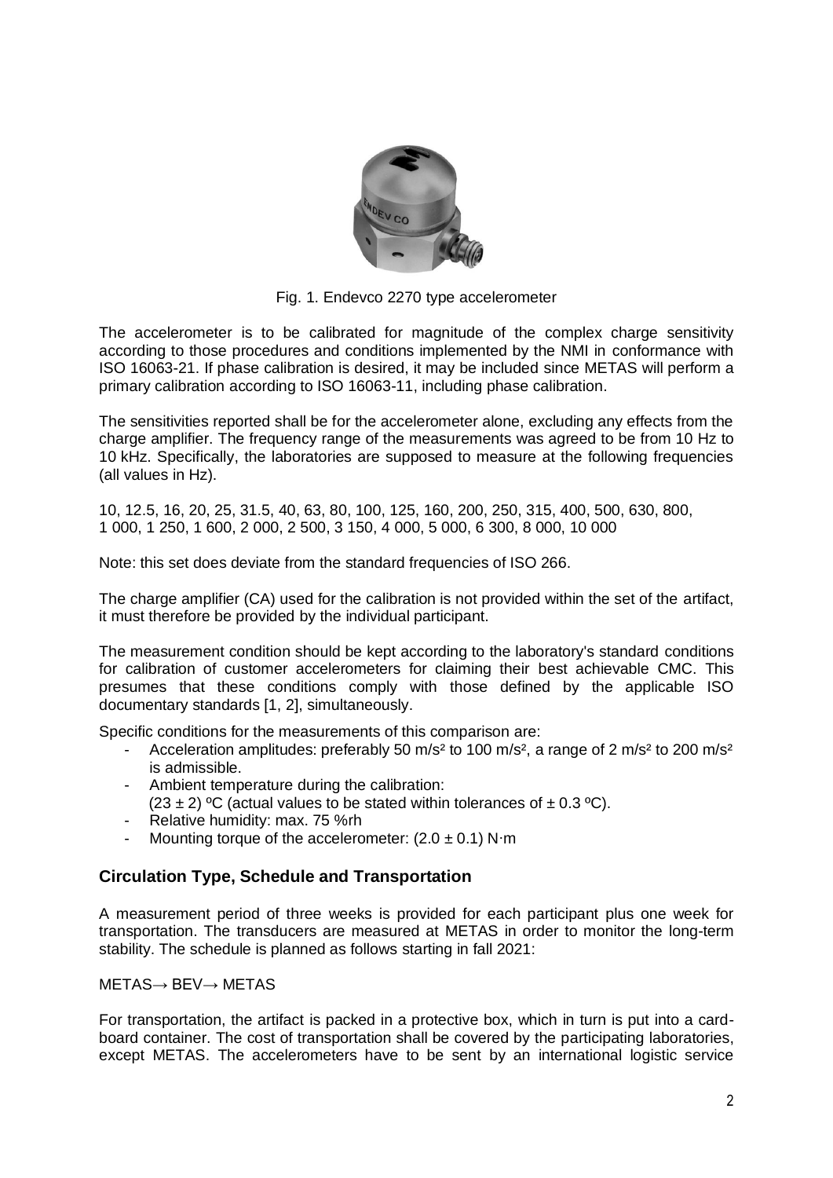Fig. 1. Endevco 2270 type accelerometer

The accelerometer is to be calibrated for magnitude of the complex charge sensitivity according to those procedures and conditions implemented by the NMI in conformance with ISO 16063-21. If phase calibration is desired, it may be included since METAS will perform a primary calibration according to ISO 16063-11, including phase calibration.

The sensitivities reported shall be for the accelerometer alone, excluding any effects from the charge amplifier. The frequency range of the measurements was agreed to be from 10 Hz to 10 kHz. Specifically, the laboratories are supposed to measure at the following frequencies (all values in Hz).

10, 12.5, 16, 20, 25, 31.5, 40, 63, 80, 100, 125, 160, 200, 250, 315, 400, 500, 630, 800, 1 000, 1 250, 1 600, 2 000, 2 500, 3 150, 4 000, 5 000, 6 300, 8 000, 10 000

Note: this set does deviate from the standard frequencies of ISO 266.

The charge amplifier (CA) used for the calibration is not provided within the set of the artifact, it must therefore be provided by the individual participant.

The measurement condition should be kept according to the laboratory's standard conditions for calibration of customer accelerometers for claiming their best achievable CMC. This presumes that these conditions comply with those defined by the applicable ISO documentary standards [1, 2], simultaneously.

Specific conditions for the measurements of this comparison are:

- Acceleration amplitudes: preferably 50 m/s² to 100 m/s², a range of 2 m/s² to 200 m/s² is admissible.
- Ambient temperature during the calibration: (23 ± 2) ºC (actual values to be stated within tolerances of ± 0.3 ºC).
- Relative humidity: max. 75 %rh
- Mounting torque of the accelerometer: (2.0 ± 0.1) N·m

## Circulation Type, Schedule and Transportation

A measurement period of three weeks is provided for each participant plus one week for transportation. The transducers are measured at METAS in order to monitor the long-term stability. The schedule is planned as follows starting in fall 2021:

METAS→ BEV→ METAS

For transportation, the artifact is packed in a protective box, which in turn is put into a cardboard container. The cost of transportation shall be covered by the participating laboratories, except METAS. The accelerometers have to be sent by an international logistic service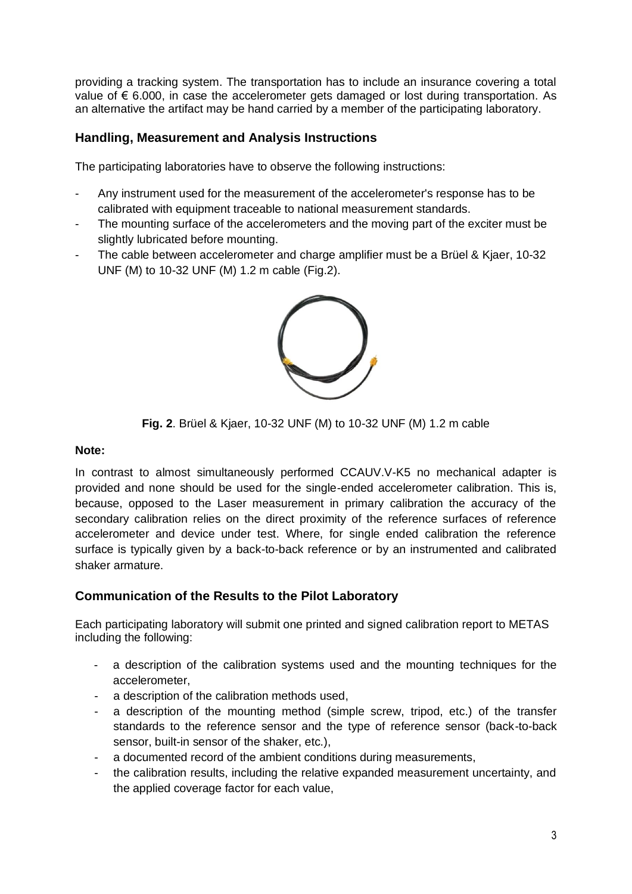providing a tracking system. The transportation has to include an insurance covering a total value of € 6.000, in case the accelerometer gets damaged or lost during transportation. As an alternative the artifact may be hand carried by a member of the participating laboratory.

## Handling, Measurement and Analysis Instructions

The participating laboratories have to observe the following instructions:

- Any instrument used for the measurement of the accelerometer's response has to be calibrated with equipment traceable to national measurement standards.
- The mounting surface of the accelerometers and the moving part of the exciter must be slightly lubricated before mounting.
- The cable between accelerometer and charge amplifier must be a Brüel & Kjaer, 10-32 UNF (M) to 10-32 UNF (M) 1.2 m cable (Fig.2).

**Fig. 2**. Brüel & Kjaer, 10-32 UNF (M) to 10-32 UNF (M) 1.2 m cable

**Note:**

In contrast to almost simultaneously performed CCAUV.V-K5 no mechanical adapter is provided and none should be used for the single-ended accelerometer calibration. This is, because, opposed to the Laser measurement in primary calibration the accuracy of the secondary calibration relies on the direct proximity of the reference surfaces of reference accelerometer and device under test. Where, for single ended calibration the reference surface is typically given by a back-to-back reference or by an instrumented and calibrated shaker armature.

## Communication of the Results to the Pilot Laboratory

Each participating laboratory will submit one printed and signed calibration report to METAS including the following:

- a description of the calibration systems used and the mounting techniques for the accelerometer,
- a description of the calibration methods used,
- a description of the mounting method (simple screw, tripod, etc.) of the transfer standards to the reference sensor and the type of reference sensor (back-to-back sensor, built-in sensor of the shaker, etc.),
- a documented record of the ambient conditions during measurements,
- the calibration results, including the relative expanded measurement uncertainty, and the applied coverage factor for each value,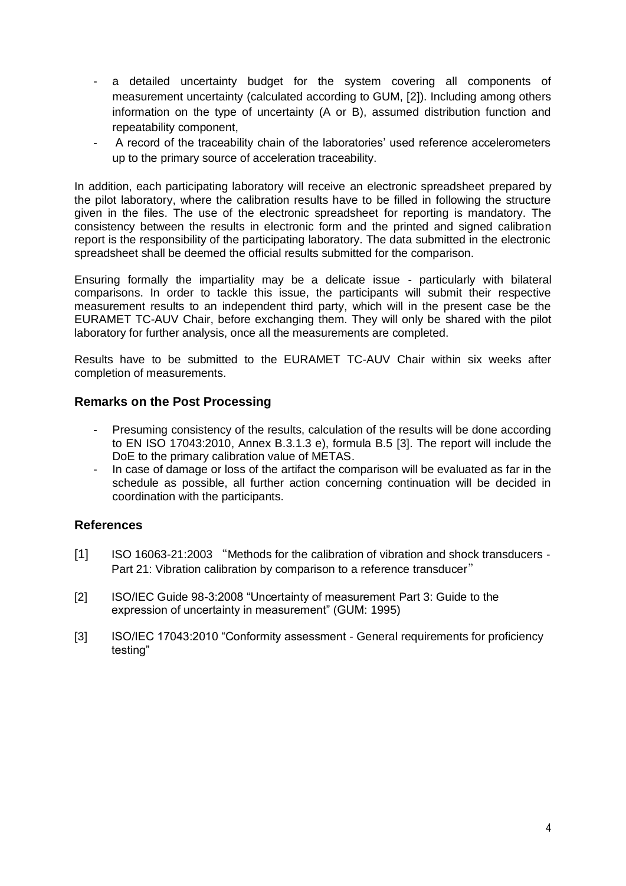- a detailed uncertainty budget for the system covering all components of measurement uncertainty (calculated according to GUM, [2]). Including among others information on the type of uncertainty (A or B), assumed distribution function and repeatability component,
- A record of the traceability chain of the laboratories' used reference accelerometers up to the primary source of acceleration traceability.

In addition, each participating laboratory will receive an electronic spreadsheet prepared by the pilot laboratory, where the calibration results have to be filled in following the structure given in the files. The use of the electronic spreadsheet for reporting is mandatory. The consistency between the results in electronic form and the printed and signed calibration report is the responsibility of the participating laboratory. The data submitted in the electronic spreadsheet shall be deemed the official results submitted for the comparison.

Ensuring formally the impartiality may be a delicate issue - particularly with bilateral comparisons. In order to tackle this issue, the participants will submit their respective measurement results to an independent third party, which will in the present case be the EURAMET TC-AUV Chair, before exchanging them. They will only be shared with the pilot laboratory for further analysis, once all the measurements are completed.

Results have to be submitted to the EURAMET TC-AUV Chair within six weeks after completion of measurements.

## Remarks on the Post Processing

- Presuming consistency of the results, calculation of the results will be done according to EN ISO 17043:2010, Annex B.3.1.3 e), formula B.5 [3]. The report will include the DoE to the primary calibration value of METAS.
- In case of damage or loss of the artifact the comparison will be evaluated as far in the schedule as possible, all further action concerning continuation will be decided in coordination with the participants.

## References

[1] ISO 16063-21:2003 "Methods for the calibration of vibration and shock transducers - Part 21: Vibration calibration by comparison to a reference transducer"

[2] ISO/IEC Guide 98-3:2008 "Uncertainty of measurement Part 3: Guide to the expression of uncertainty in measurement" (GUM: 1995)

[3] ISO/IEC 17043:2010 "Conformity assessment - General requirements for proficiency testing"